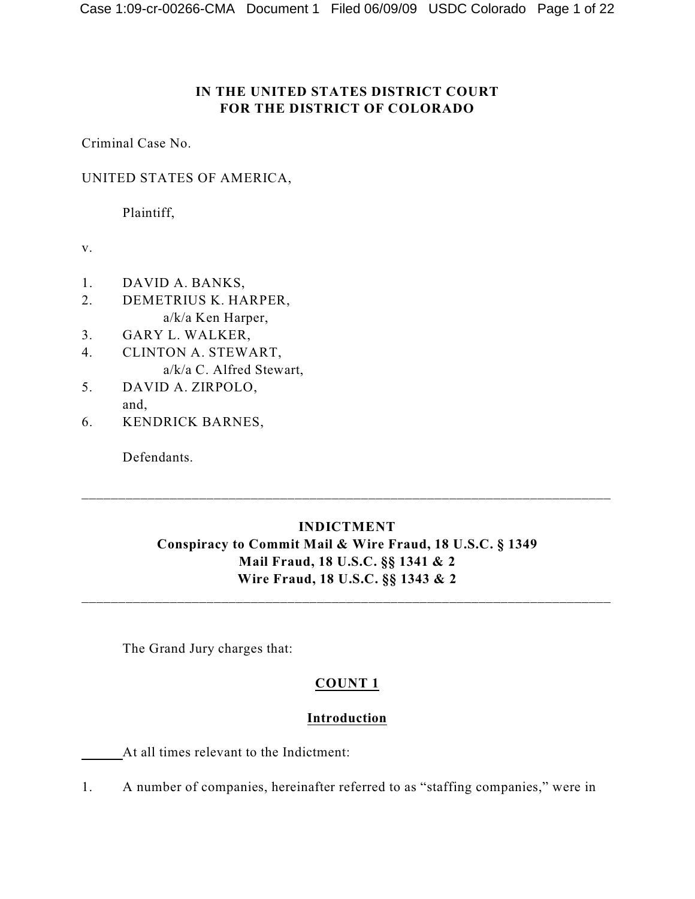**IN THE UNITED STATES DISTRICT COURT**
**FOR THE DISTRICT OF COLORADO**

Criminal Case No.

UNITED STATES OF AMERICA,

Plaintiff,

v.

1. DAVID A. BANKS,
2. DEMETRIUS K. HARPER,
   a/k/a Ken Harper,
3. GARY L. WALKER,
4. CLINTON A. STEWART,
   a/k/a C. Alfred Stewart,
5. DAVID A. ZIRPOLO,
   and,
6. KENDRICK BARNES,

Defendants.

---

**INDICTMENT**
**Conspiracy to Commit Mail & Wire Fraud, 18 U.S.C. § 1349**
**Mail Fraud, 18 U.S.C. §§ 1341 & 2**
**Wire Fraud, 18 U.S.C. §§ 1343 & 2**

---

The Grand Jury charges that:

## COUNT 1

### Introduction

At all times relevant to the Indictment:

1. A number of companies, hereinafter referred to as "staffing companies," were in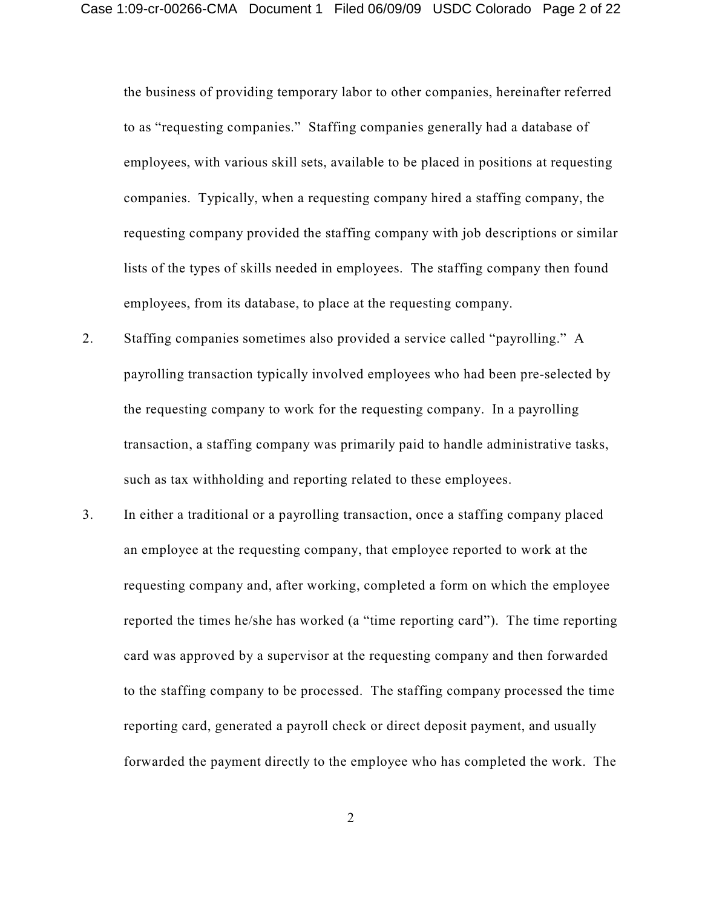the business of providing temporary labor to other companies, hereinafter referred to as "requesting companies." Staffing companies generally had a database of employees, with various skill sets, available to be placed in positions at requesting companies. Typically, when a requesting company hired a staffing company, the requesting company provided the staffing company with job descriptions or similar lists of the types of skills needed in employees. The staffing company then found employees, from its database, to place at the requesting company.

2. Staffing companies sometimes also provided a service called "payrolling." A payrolling transaction typically involved employees who had been pre-selected by the requesting company to work for the requesting company. In a payrolling transaction, a staffing company was primarily paid to handle administrative tasks, such as tax withholding and reporting related to these employees.

3. In either a traditional or a payrolling transaction, once a staffing company placed an employee at the requesting company, that employee reported to work at the requesting company and, after working, completed a form on which the employee reported the times he/she has worked (a "time reporting card"). The time reporting card was approved by a supervisor at the requesting company and then forwarded to the staffing company to be processed. The staffing company processed the time reporting card, generated a payroll check or direct deposit payment, and usually forwarded the payment directly to the employee who has completed the work. The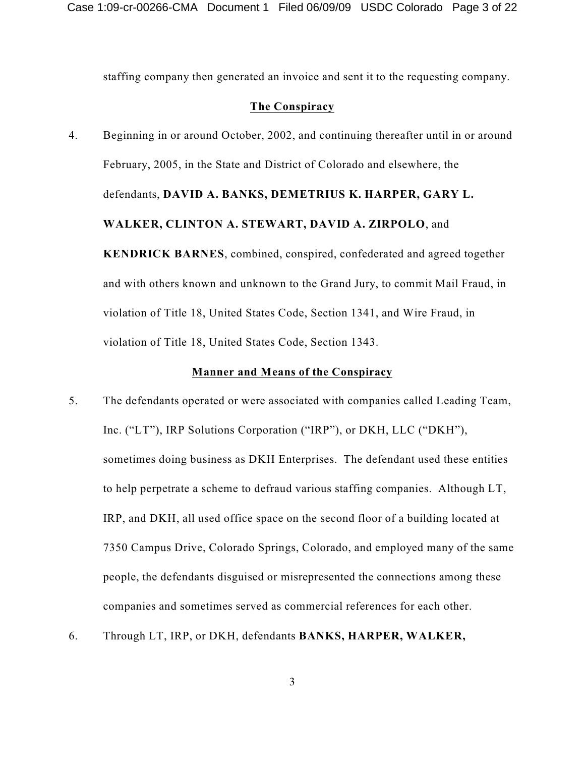staffing company then generated an invoice and sent it to the requesting company.

## The Conspiracy

4. Beginning in or around October, 2002, and continuing thereafter until in or around February, 2005, in the State and District of Colorado and elsewhere, the defendants, **DAVID A. BANKS, DEMETRIUS K. HARPER, GARY L. WALKER, CLINTON A. STEWART, DAVID A. ZIRPOLO**, and **KENDRICK BARNES**, combined, conspired, confederated and agreed together and with others known and unknown to the Grand Jury, to commit Mail Fraud, in violation of Title 18, United States Code, Section 1341, and Wire Fraud, in violation of Title 18, United States Code, Section 1343.

## Manner and Means of the Conspiracy

5. The defendants operated or were associated with companies called Leading Team, Inc. ("LT"), IRP Solutions Corporation ("IRP"), or DKH, LLC ("DKH"), sometimes doing business as DKH Enterprises. The defendant used these entities to help perpetrate a scheme to defraud various staffing companies. Although LT, IRP, and DKH, all used office space on the second floor of a building located at 7350 Campus Drive, Colorado Springs, Colorado, and employed many of the same people, the defendants disguised or misrepresented the connections among these companies and sometimes served as commercial references for each other.

6. Through LT, IRP, or DKH, defendants **BANKS, HARPER, WALKER,**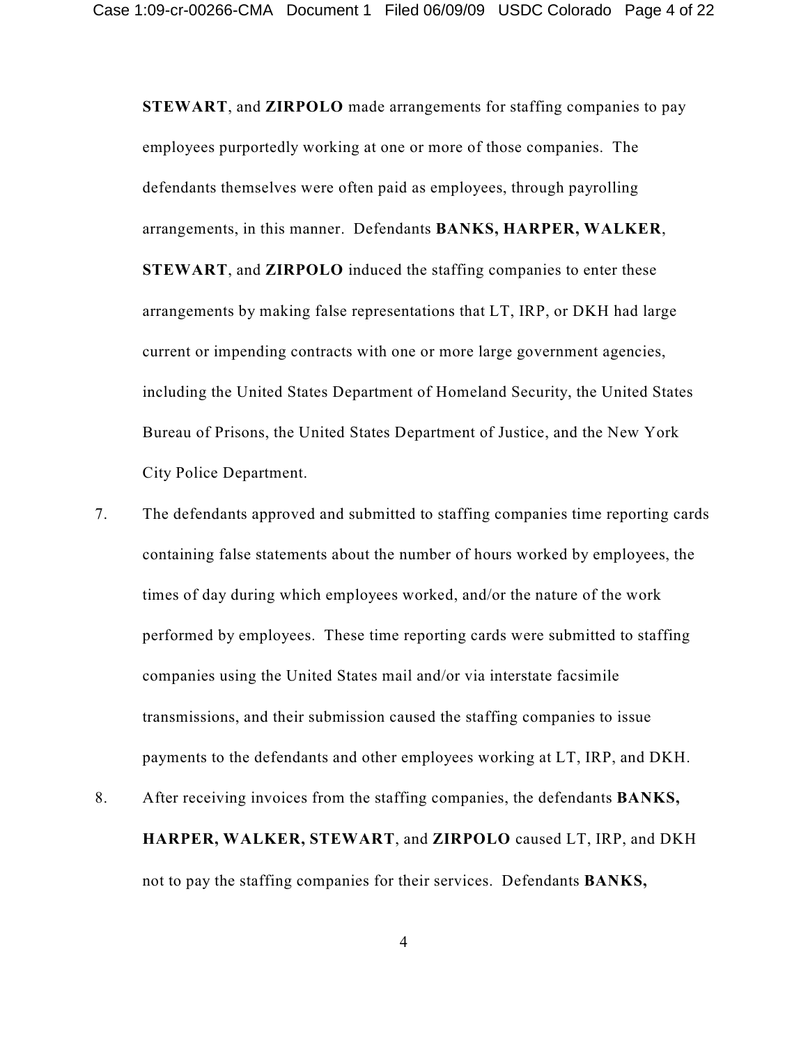**STEWART**, and **ZIRPOLO** made arrangements for staffing companies to pay employees purportedly working at one or more of those companies. The defendants themselves were often paid as employees, through payrolling arrangements, in this manner. Defendants **BANKS, HARPER, WALKER**, **STEWART**, and **ZIRPOLO** induced the staffing companies to enter these arrangements by making false representations that LT, IRP, or DKH had large current or impending contracts with one or more large government agencies, including the United States Department of Homeland Security, the United States Bureau of Prisons, the United States Department of Justice, and the New York City Police Department.

7. The defendants approved and submitted to staffing companies time reporting cards containing false statements about the number of hours worked by employees, the times of day during which employees worked, and/or the nature of the work performed by employees. These time reporting cards were submitted to staffing companies using the United States mail and/or via interstate facsimile transmissions, and their submission caused the staffing companies to issue payments to the defendants and other employees working at LT, IRP, and DKH.

8. After receiving invoices from the staffing companies, the defendants **BANKS, HARPER, WALKER, STEWART**, and **ZIRPOLO** caused LT, IRP, and DKH not to pay the staffing companies for their services. Defendants **BANKS,**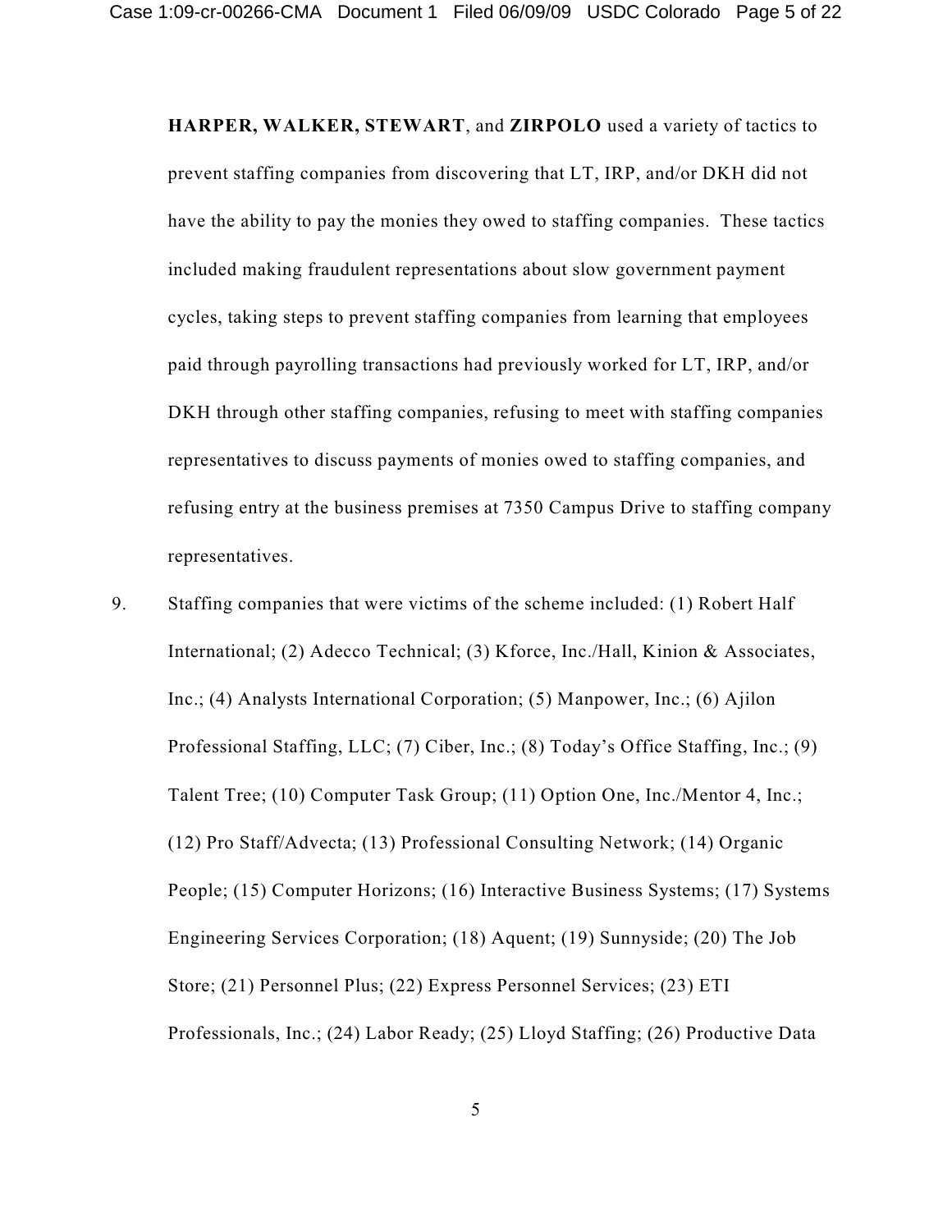**HARPER, WALKER, STEWART**, and **ZIRPOLO** used a variety of tactics to prevent staffing companies from discovering that LT, IRP, and/or DKH did not have the ability to pay the monies they owed to staffing companies. These tactics included making fraudulent representations about slow government payment cycles, taking steps to prevent staffing companies from learning that employees paid through payrolling transactions had previously worked for LT, IRP, and/or DKH through other staffing companies, refusing to meet with staffing companies representatives to discuss payments of monies owed to staffing companies, and refusing entry at the business premises at 7350 Campus Drive to staffing company representatives.

9. Staffing companies that were victims of the scheme included: (1) Robert Half International; (2) Adecco Technical; (3) Kforce, Inc./Hall, Kinion & Associates, Inc.; (4) Analysts International Corporation; (5) Manpower, Inc.; (6) Ajilon Professional Staffing, LLC; (7) Ciber, Inc.; (8) Today's Office Staffing, Inc.; (9) Talent Tree; (10) Computer Task Group; (11) Option One, Inc./Mentor 4, Inc.; (12) Pro Staff/Advecta; (13) Professional Consulting Network; (14) Organic People; (15) Computer Horizons; (16) Interactive Business Systems; (17) Systems Engineering Services Corporation; (18) Aquent; (19) Sunnyside; (20) The Job Store; (21) Personnel Plus; (22) Express Personnel Services; (23) ETI Professionals, Inc.; (24) Labor Ready; (25) Lloyd Staffing; (26) Productive Data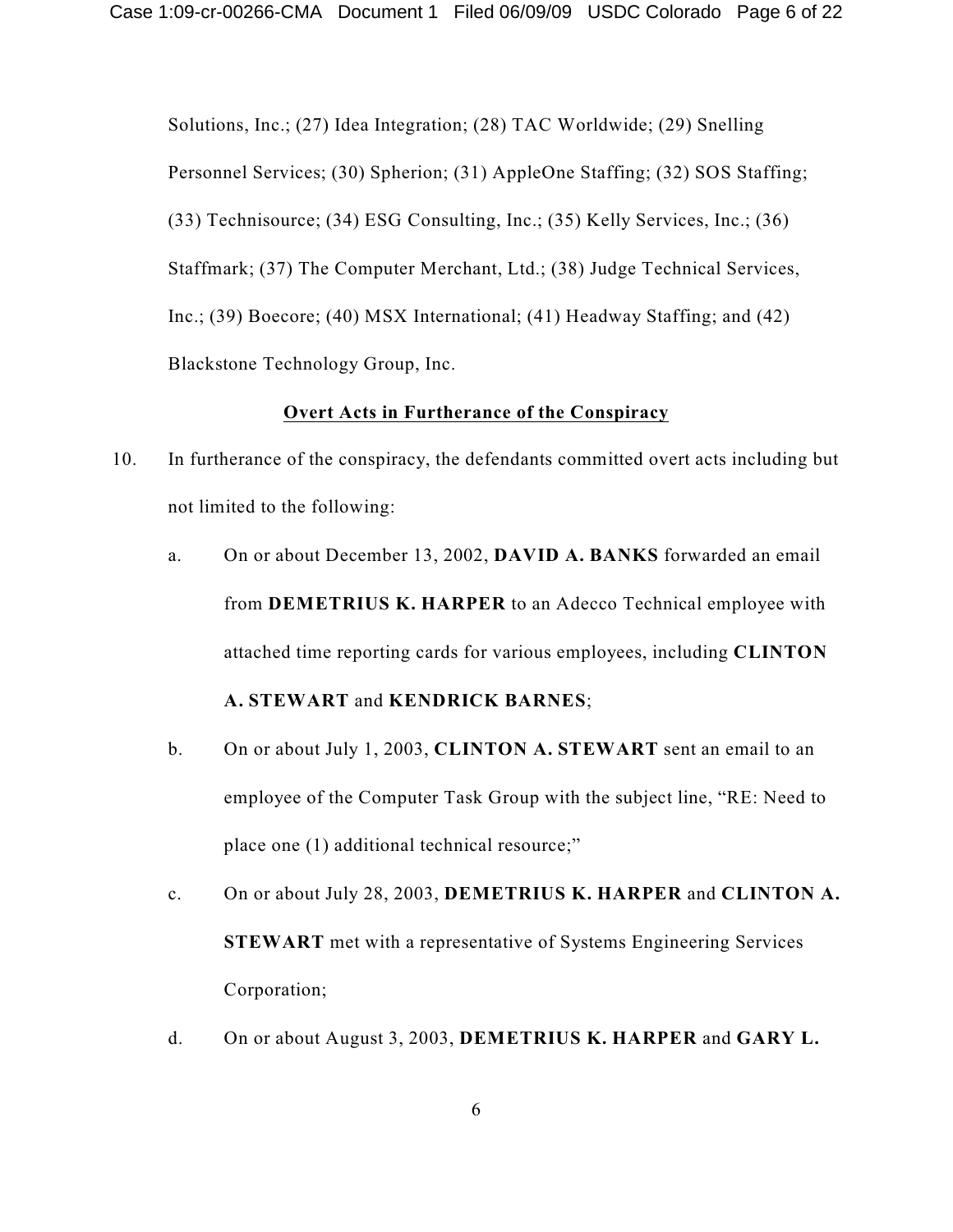Solutions, Inc.; (27) Idea Integration; (28) TAC Worldwide; (29) Snelling Personnel Services; (30) Spherion; (31) AppleOne Staffing; (32) SOS Staffing; (33) Technisource; (34) ESG Consulting, Inc.; (35) Kelly Services, Inc.; (36) Staffmark; (37) The Computer Merchant, Ltd.; (38) Judge Technical Services, Inc.; (39) Boecore; (40) MSX International; (41) Headway Staffing; and (42) Blackstone Technology Group, Inc.

**Overt Acts in Furtherance of the Conspiracy**

10. In furtherance of the conspiracy, the defendants committed overt acts including but not limited to the following:

    a. On or about December 13, 2002, **DAVID A. BANKS** forwarded an email from **DEMETRIUS K. HARPER** to an Adecco Technical employee with attached time reporting cards for various employees, including **CLINTON A. STEWART** and **KENDRICK BARNES**;

    b. On or about July 1, 2003, **CLINTON A. STEWART** sent an email to an employee of the Computer Task Group with the subject line, "RE: Need to place one (1) additional technical resource;"

    c. On or about July 28, 2003, **DEMETRIUS K. HARPER** and **CLINTON A. STEWART** met with a representative of Systems Engineering Services Corporation;

    d. On or about August 3, 2003, **DEMETRIUS K. HARPER** and **GARY L.**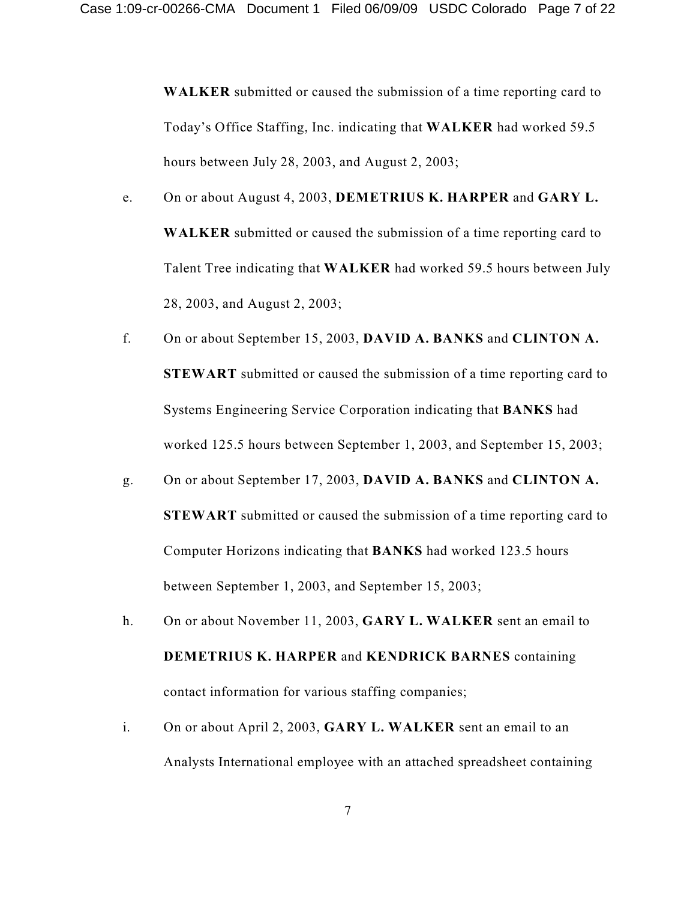**WALKER** submitted or caused the submission of a time reporting card to Today's Office Staffing, Inc. indicating that **WALKER** had worked 59.5 hours between July 28, 2003, and August 2, 2003;

e. On or about August 4, 2003, **DEMETRIUS K. HARPER** and **GARY L. WALKER** submitted or caused the submission of a time reporting card to Talent Tree indicating that **WALKER** had worked 59.5 hours between July 28, 2003, and August 2, 2003;

f. On or about September 15, 2003, **DAVID A. BANKS** and **CLINTON A. STEWART** submitted or caused the submission of a time reporting card to Systems Engineering Service Corporation indicating that **BANKS** had worked 125.5 hours between September 1, 2003, and September 15, 2003;

g. On or about September 17, 2003, **DAVID A. BANKS** and **CLINTON A. STEWART** submitted or caused the submission of a time reporting card to Computer Horizons indicating that **BANKS** had worked 123.5 hours between September 1, 2003, and September 15, 2003;

h. On or about November 11, 2003, **GARY L. WALKER** sent an email to **DEMETRIUS K. HARPER** and **KENDRICK BARNES** containing contact information for various staffing companies;

i. On or about April 2, 2003, **GARY L. WALKER** sent an email to an Analysts International employee with an attached spreadsheet containing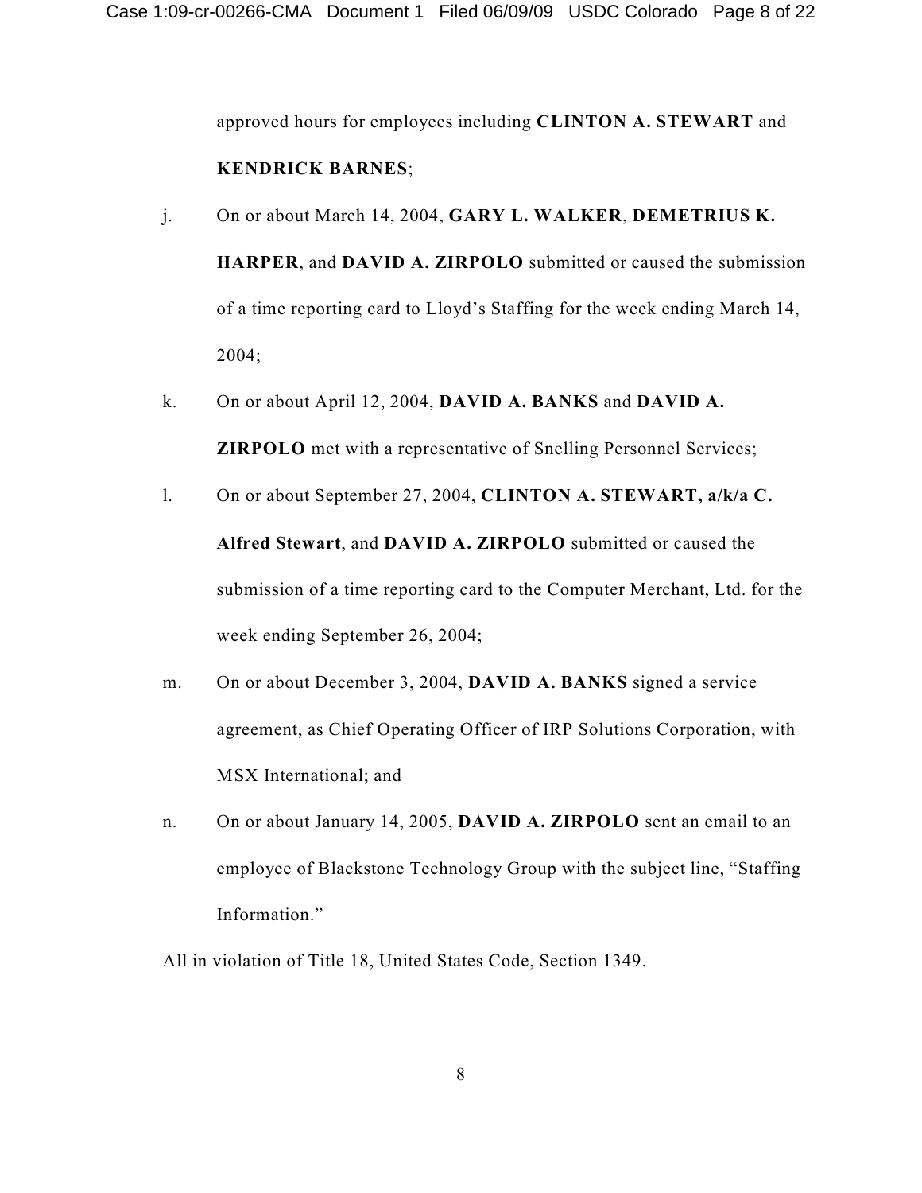approved hours for employees including **CLINTON A. STEWART** and **KENDRICK BARNES**;

j. On or about March 14, 2004, **GARY L. WALKER**, **DEMETRIUS K. HARPER**, and **DAVID A. ZIRPOLO** submitted or caused the submission of a time reporting card to Lloyd's Staffing for the week ending March 14, 2004;

k. On or about April 12, 2004, **DAVID A. BANKS** and **DAVID A. ZIRPOLO** met with a representative of Snelling Personnel Services;

l. On or about September 27, 2004, **CLINTON A. STEWART, a/k/a C. Alfred Stewart**, and **DAVID A. ZIRPOLO** submitted or caused the submission of a time reporting card to the Computer Merchant, Ltd. for the week ending September 26, 2004;

m. On or about December 3, 2004, **DAVID A. BANKS** signed a service agreement, as Chief Operating Officer of IRP Solutions Corporation, with MSX International; and

n. On or about January 14, 2005, **DAVID A. ZIRPOLO** sent an email to an employee of Blackstone Technology Group with the subject line, "Staffing Information."

All in violation of Title 18, United States Code, Section 1349.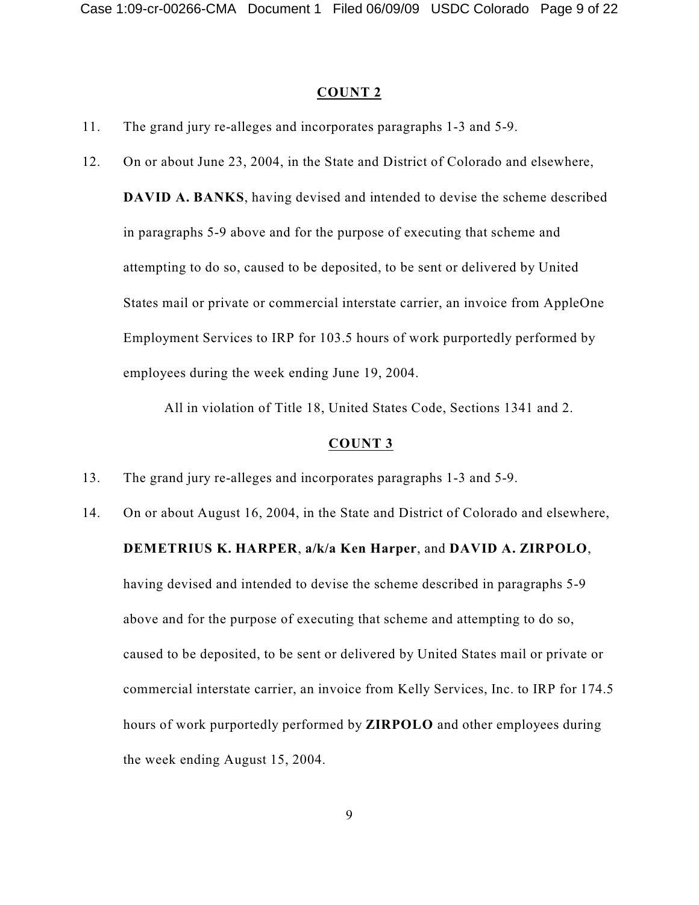## COUNT 2

11. The grand jury re-alleges and incorporates paragraphs 1-3 and 5-9.

12. On or about June 23, 2004, in the State and District of Colorado and elsewhere, **DAVID A. BANKS**, having devised and intended to devise the scheme described in paragraphs 5-9 above and for the purpose of executing that scheme and attempting to do so, caused to be deposited, to be sent or delivered by United States mail or private or commercial interstate carrier, an invoice from AppleOne Employment Services to IRP for 103.5 hours of work purportedly performed by employees during the week ending June 19, 2004.

All in violation of Title 18, United States Code, Sections 1341 and 2.

## COUNT 3

13. The grand jury re-alleges and incorporates paragraphs 1-3 and 5-9.

14. On or about August 16, 2004, in the State and District of Colorado and elsewhere, **DEMETRIUS K. HARPER**, **a/k/a Ken Harper**, and **DAVID A. ZIRPOLO**, having devised and intended to devise the scheme described in paragraphs 5-9 above and for the purpose of executing that scheme and attempting to do so, caused to be deposited, to be sent or delivered by United States mail or private or commercial interstate carrier, an invoice from Kelly Services, Inc. to IRP for 174.5 hours of work purportedly performed by **ZIRPOLO** and other employees during the week ending August 15, 2004.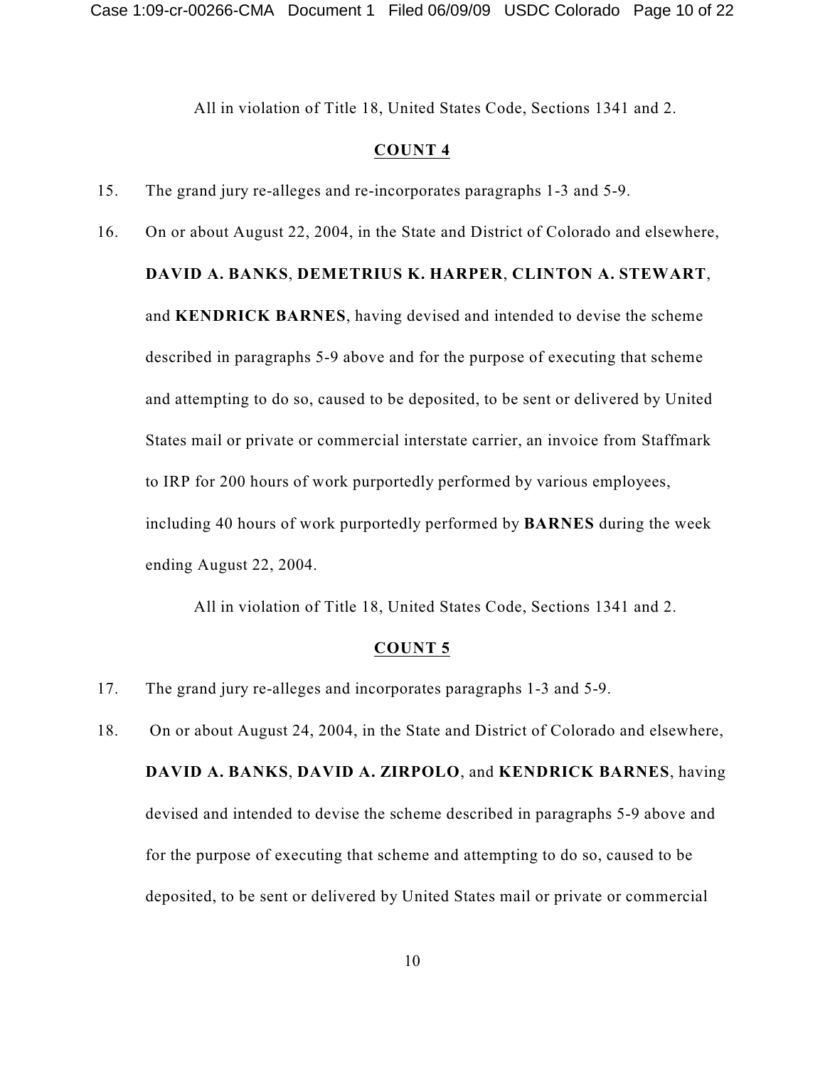All in violation of Title 18, United States Code, Sections 1341 and 2.

## COUNT 4

15. The grand jury re-alleges and re-incorporates paragraphs 1-3 and 5-9.

16. On or about August 22, 2004, in the State and District of Colorado and elsewhere, **DAVID A. BANKS**, **DEMETRIUS K. HARPER**, **CLINTON A. STEWART**, and **KENDRICK BARNES**, having devised and intended to devise the scheme described in paragraphs 5-9 above and for the purpose of executing that scheme and attempting to do so, caused to be deposited, to be sent or delivered by United States mail or private or commercial interstate carrier, an invoice from Staffmark to IRP for 200 hours of work purportedly performed by various employees, including 40 hours of work purportedly performed by **BARNES** during the week ending August 22, 2004.

All in violation of Title 18, United States Code, Sections 1341 and 2.

## COUNT 5

17. The grand jury re-alleges and incorporates paragraphs 1-3 and 5-9.

18. On or about August 24, 2004, in the State and District of Colorado and elsewhere, **DAVID A. BANKS**, **DAVID A. ZIRPOLO**, and **KENDRICK BARNES**, having devised and intended to devise the scheme described in paragraphs 5-9 above and for the purpose of executing that scheme and attempting to do so, caused to be deposited, to be sent or delivered by United States mail or private or commercial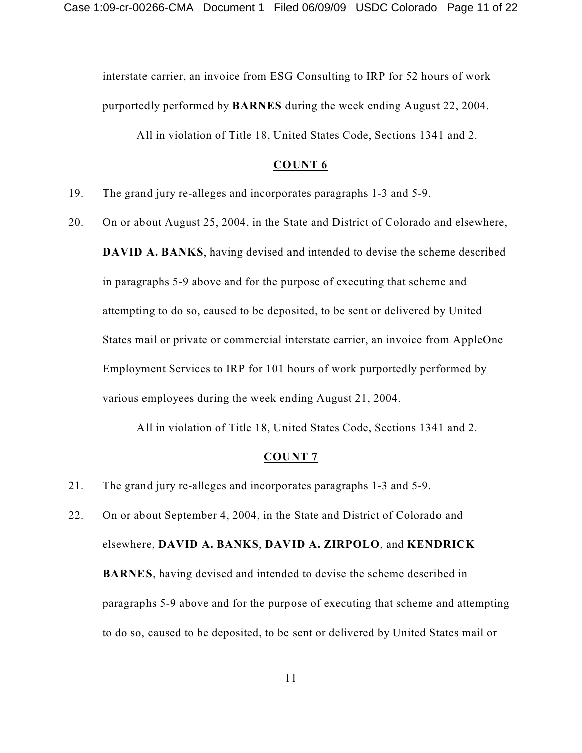interstate carrier, an invoice from ESG Consulting to IRP for 52 hours of work purportedly performed by **BARNES** during the week ending August 22, 2004.

All in violation of Title 18, United States Code, Sections 1341 and 2.

## COUNT 6

19. The grand jury re-alleges and incorporates paragraphs 1-3 and 5-9.

20. On or about August 25, 2004, in the State and District of Colorado and elsewhere, **DAVID A. BANKS**, having devised and intended to devise the scheme described in paragraphs 5-9 above and for the purpose of executing that scheme and attempting to do so, caused to be deposited, to be sent or delivered by United States mail or private or commercial interstate carrier, an invoice from AppleOne Employment Services to IRP for 101 hours of work purportedly performed by various employees during the week ending August 21, 2004.

All in violation of Title 18, United States Code, Sections 1341 and 2.

## COUNT 7

21. The grand jury re-alleges and incorporates paragraphs 1-3 and 5-9.

22. On or about September 4, 2004, in the State and District of Colorado and elsewhere, **DAVID A. BANKS**, **DAVID A. ZIRPOLO**, and **KENDRICK BARNES**, having devised and intended to devise the scheme described in paragraphs 5-9 above and for the purpose of executing that scheme and attempting to do so, caused to be deposited, to be sent or delivered by United States mail or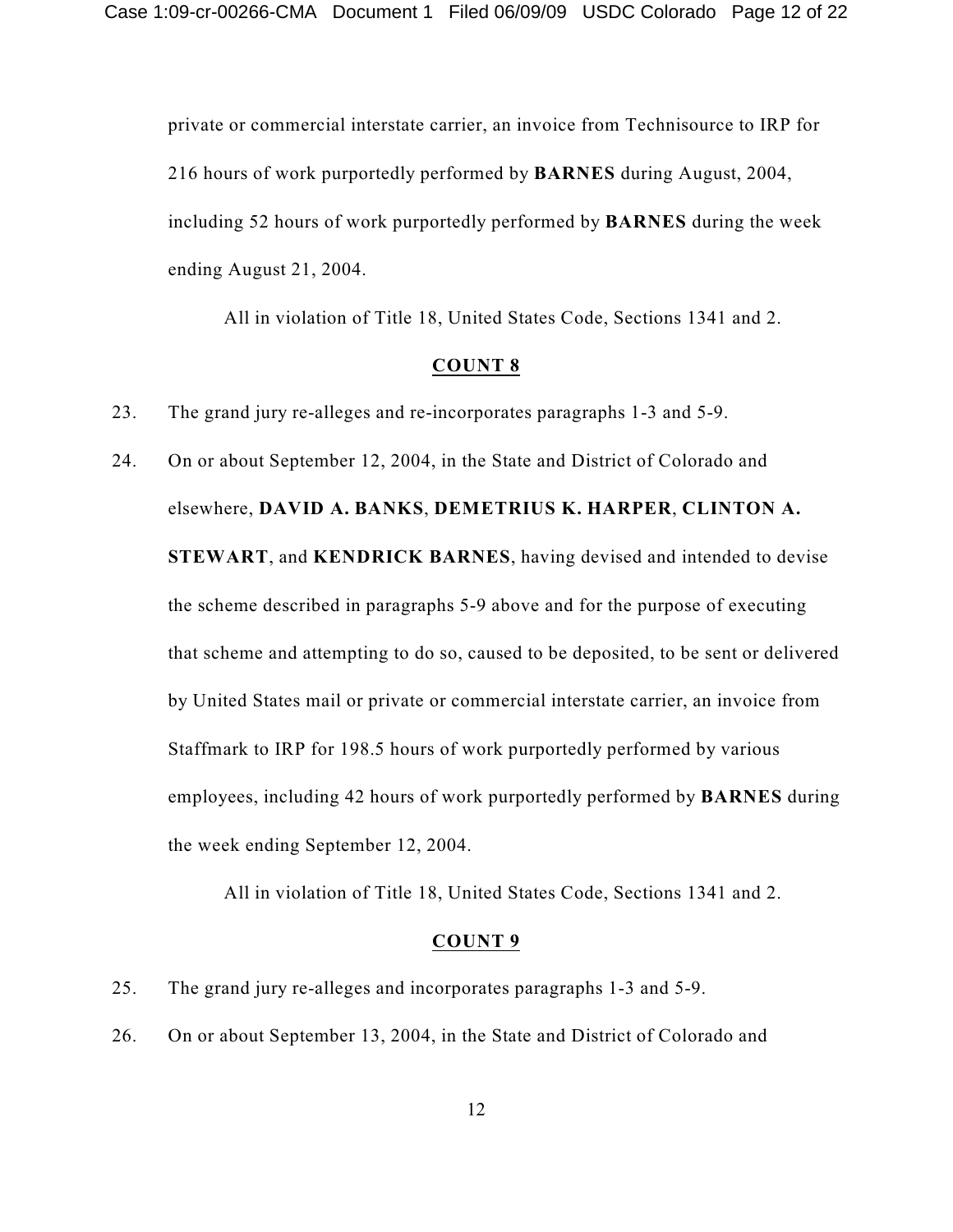private or commercial interstate carrier, an invoice from Technisource to IRP for 216 hours of work purportedly performed by **BARNES** during August, 2004, including 52 hours of work purportedly performed by **BARNES** during the week ending August 21, 2004.

All in violation of Title 18, United States Code, Sections 1341 and 2.

## COUNT 8

23. The grand jury re-alleges and re-incorporates paragraphs 1-3 and 5-9.

24. On or about September 12, 2004, in the State and District of Colorado and elsewhere, **DAVID A. BANKS**, **DEMETRIUS K. HARPER**, **CLINTON A. STEWART**, and **KENDRICK BARNES**, having devised and intended to devise the scheme described in paragraphs 5-9 above and for the purpose of executing that scheme and attempting to do so, caused to be deposited, to be sent or delivered by United States mail or private or commercial interstate carrier, an invoice from Staffmark to IRP for 198.5 hours of work purportedly performed by various employees, including 42 hours of work purportedly performed by **BARNES** during the week ending September 12, 2004.

All in violation of Title 18, United States Code, Sections 1341 and 2.

## COUNT 9

25. The grand jury re-alleges and incorporates paragraphs 1-3 and 5-9.

26. On or about September 13, 2004, in the State and District of Colorado and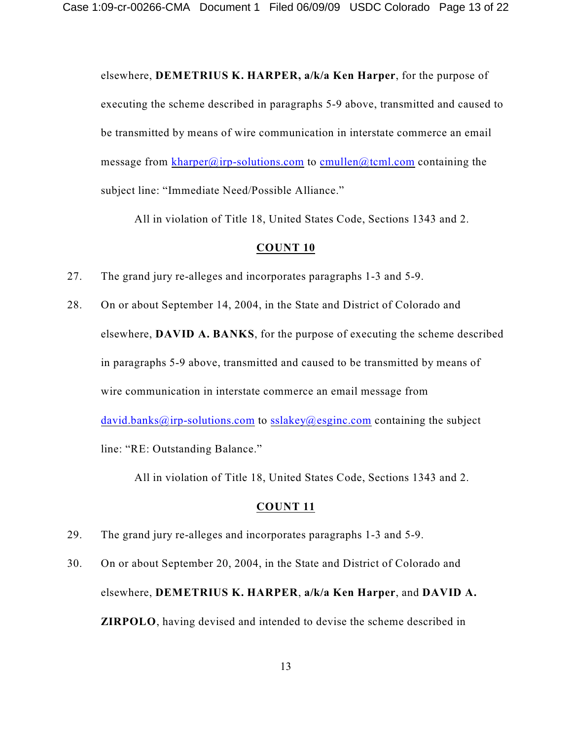elsewhere, **DEMETRIUS K. HARPER, a/k/a Ken Harper**, for the purpose of executing the scheme described in paragraphs 5-9 above, transmitted and caused to be transmitted by means of wire communication in interstate commerce an email message from kharper@irp-solutions.com to cmullen@tcml.com containing the subject line: "Immediate Need/Possible Alliance."

All in violation of Title 18, United States Code, Sections 1343 and 2.

## COUNT 10

27. The grand jury re-alleges and incorporates paragraphs 1-3 and 5-9.

28. On or about September 14, 2004, in the State and District of Colorado and elsewhere, **DAVID A. BANKS**, for the purpose of executing the scheme described in paragraphs 5-9 above, transmitted and caused to be transmitted by means of wire communication in interstate commerce an email message from david.banks@irp-solutions.com to sslakey@esginc.com containing the subject line: "RE: Outstanding Balance."

All in violation of Title 18, United States Code, Sections 1343 and 2.

## COUNT 11

29. The grand jury re-alleges and incorporates paragraphs 1-3 and 5-9.

30. On or about September 20, 2004, in the State and District of Colorado and elsewhere, **DEMETRIUS K. HARPER**, **a/k/a Ken Harper**, and **DAVID A. ZIRPOLO**, having devised and intended to devise the scheme described in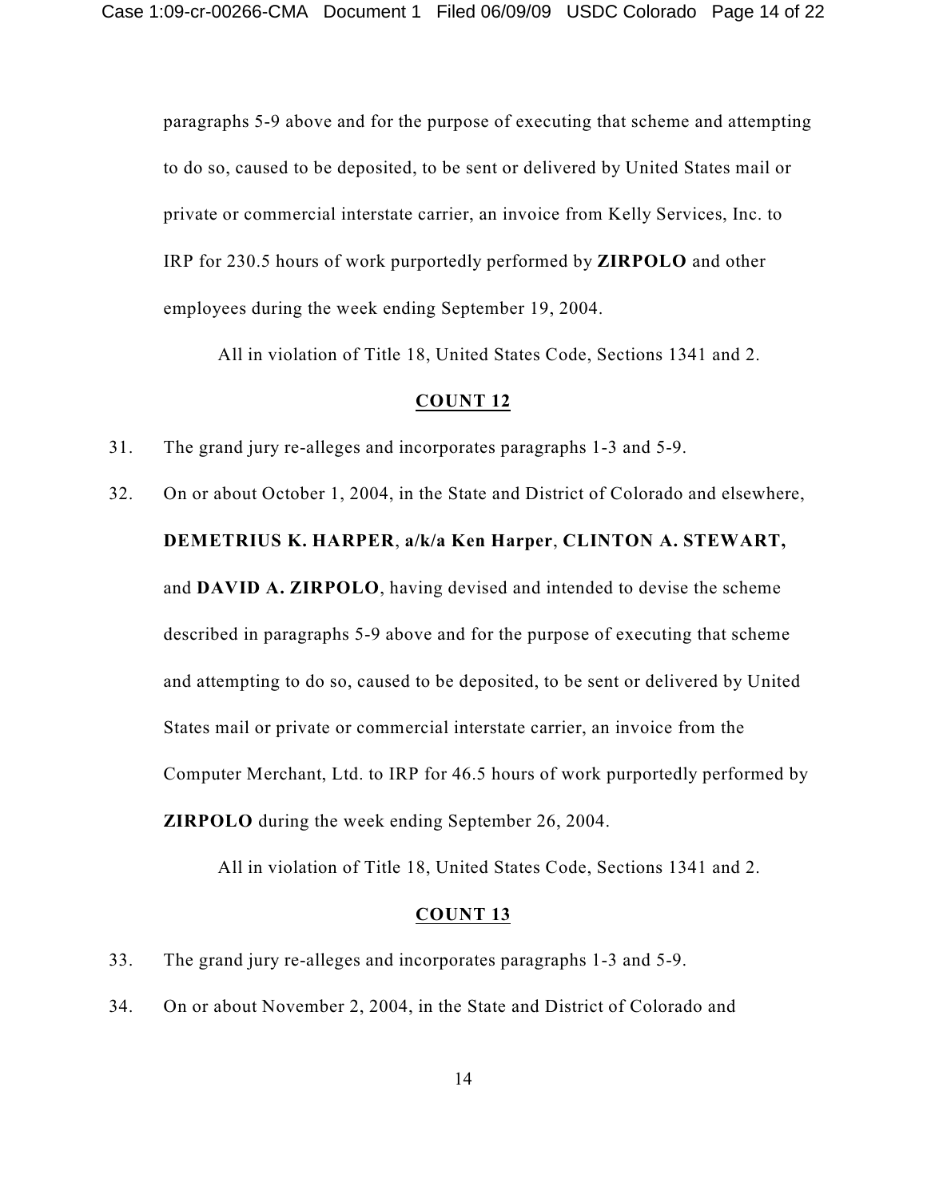paragraphs 5-9 above and for the purpose of executing that scheme and attempting to do so, caused to be deposited, to be sent or delivered by United States mail or private or commercial interstate carrier, an invoice from Kelly Services, Inc. to IRP for 230.5 hours of work purportedly performed by **ZIRPOLO** and other employees during the week ending September 19, 2004.

All in violation of Title 18, United States Code, Sections 1341 and 2.

## COUNT 12

31. The grand jury re-alleges and incorporates paragraphs 1-3 and 5-9.

32. On or about October 1, 2004, in the State and District of Colorado and elsewhere, **DEMETRIUS K. HARPER**, **a/k/a Ken Harper**, **CLINTON A. STEWART,** and **DAVID A. ZIRPOLO**, having devised and intended to devise the scheme described in paragraphs 5-9 above and for the purpose of executing that scheme and attempting to do so, caused to be deposited, to be sent or delivered by United States mail or private or commercial interstate carrier, an invoice from the Computer Merchant, Ltd. to IRP for 46.5 hours of work purportedly performed by **ZIRPOLO** during the week ending September 26, 2004.

All in violation of Title 18, United States Code, Sections 1341 and 2.

## COUNT 13

33. The grand jury re-alleges and incorporates paragraphs 1-3 and 5-9.

34. On or about November 2, 2004, in the State and District of Colorado and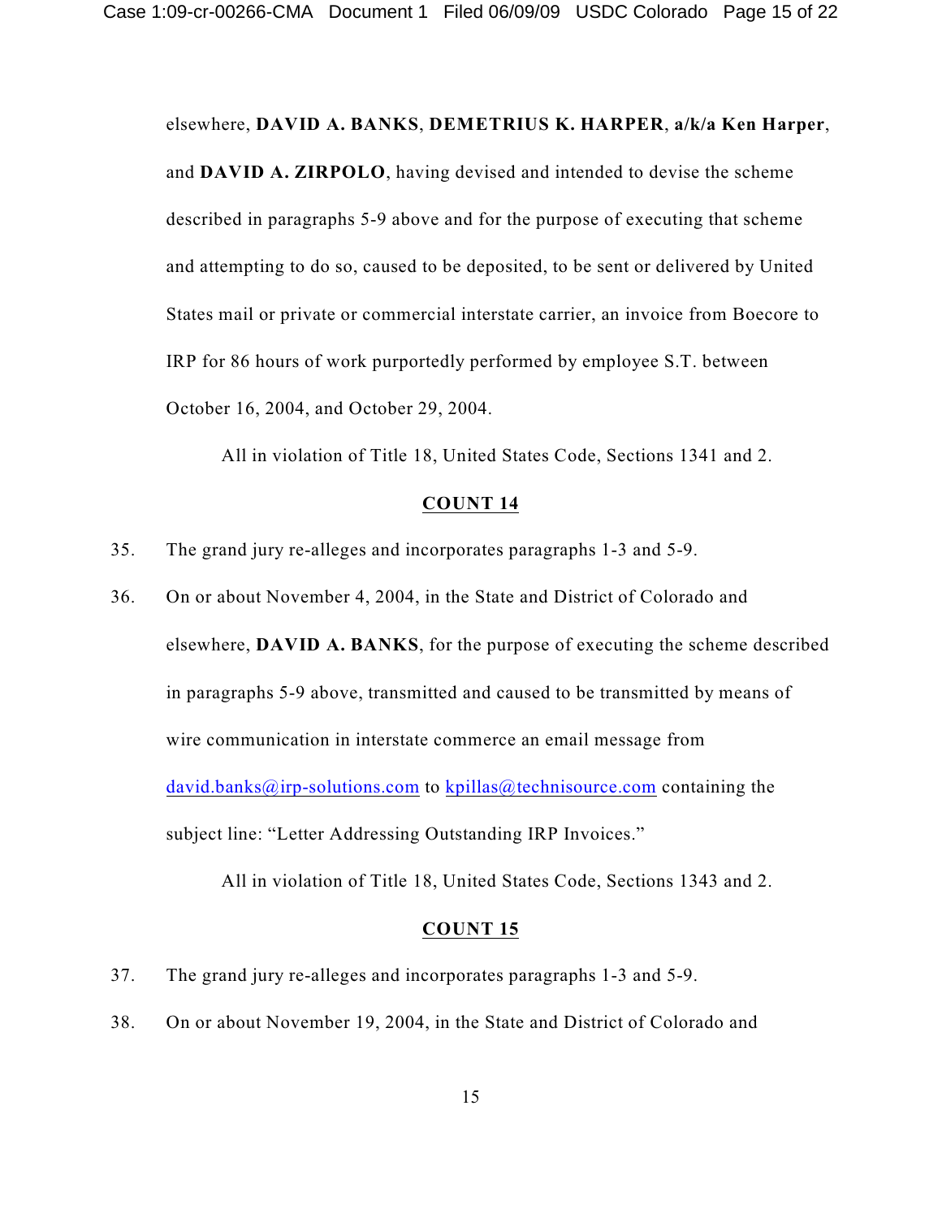elsewhere, **DAVID A. BANKS**, **DEMETRIUS K. HARPER**, **a/k/a Ken Harper**, and **DAVID A. ZIRPOLO**, having devised and intended to devise the scheme described in paragraphs 5-9 above and for the purpose of executing that scheme and attempting to do so, caused to be deposited, to be sent or delivered by United States mail or private or commercial interstate carrier, an invoice from Boecore to IRP for 86 hours of work purportedly performed by employee S.T. between October 16, 2004, and October 29, 2004.

All in violation of Title 18, United States Code, Sections 1341 and 2.

## COUNT 14

35. The grand jury re-alleges and incorporates paragraphs 1-3 and 5-9.

36. On or about November 4, 2004, in the State and District of Colorado and elsewhere, **DAVID A. BANKS**, for the purpose of executing the scheme described in paragraphs 5-9 above, transmitted and caused to be transmitted by means of wire communication in interstate commerce an email message from david.banks@irp-solutions.com to kpillas@technisource.com containing the subject line: "Letter Addressing Outstanding IRP Invoices."

All in violation of Title 18, United States Code, Sections 1343 and 2.

## COUNT 15

37. The grand jury re-alleges and incorporates paragraphs 1-3 and 5-9.

38. On or about November 19, 2004, in the State and District of Colorado and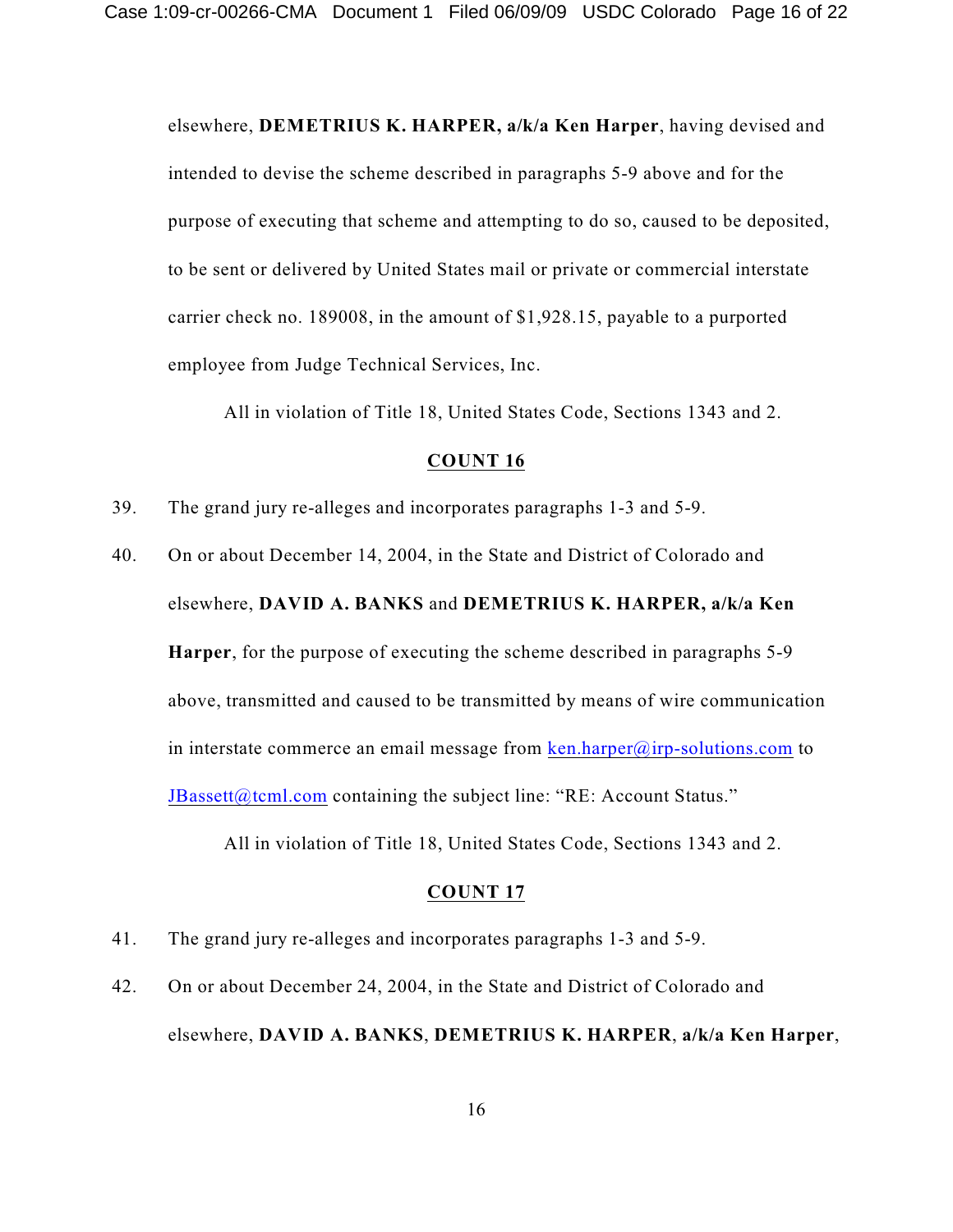elsewhere, **DEMETRIUS K. HARPER, a/k/a Ken Harper**, having devised and intended to devise the scheme described in paragraphs 5-9 above and for the purpose of executing that scheme and attempting to do so, caused to be deposited, to be sent or delivered by United States mail or private or commercial interstate carrier check no. 189008, in the amount of $1,928.15, payable to a purported employee from Judge Technical Services, Inc.

All in violation of Title 18, United States Code, Sections 1343 and 2.

**COUNT 16**

39. The grand jury re-alleges and incorporates paragraphs 1-3 and 5-9.

40. On or about December 14, 2004, in the State and District of Colorado and elsewhere, **DAVID A. BANKS** and **DEMETRIUS K. HARPER, a/k/a Ken Harper**, for the purpose of executing the scheme described in paragraphs 5-9 above, transmitted and caused to be transmitted by means of wire communication in interstate commerce an email message from ken.harper@irp-solutions.com to JBassett@tcml.com containing the subject line: "RE: Account Status."

All in violation of Title 18, United States Code, Sections 1343 and 2.

**COUNT 17**

41. The grand jury re-alleges and incorporates paragraphs 1-3 and 5-9.

42. On or about December 24, 2004, in the State and District of Colorado and elsewhere, **DAVID A. BANKS**, **DEMETRIUS K. HARPER**, **a/k/a Ken Harper**,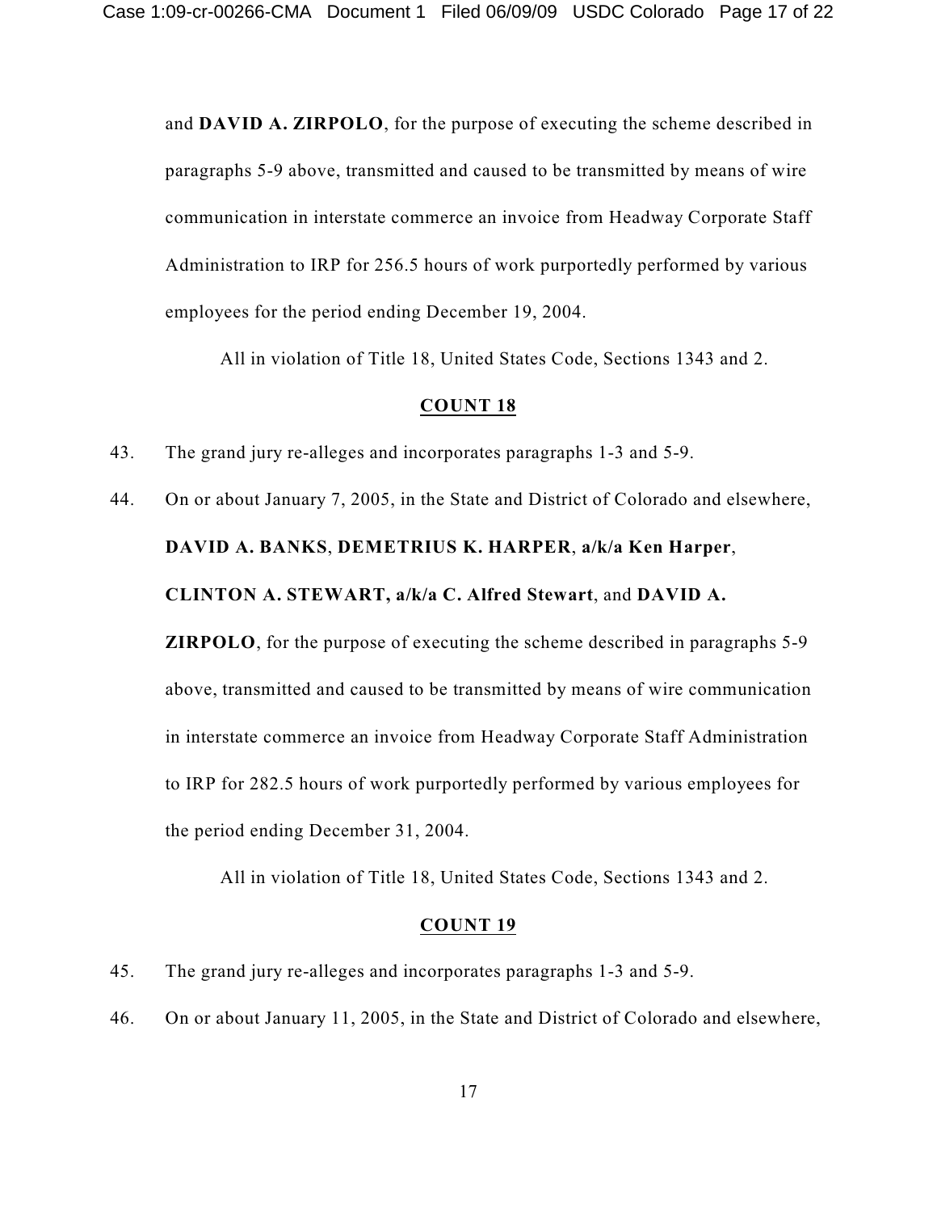and **DAVID A. ZIRPOLO**, for the purpose of executing the scheme described in paragraphs 5-9 above, transmitted and caused to be transmitted by means of wire communication in interstate commerce an invoice from Headway Corporate Staff Administration to IRP for 256.5 hours of work purportedly performed by various employees for the period ending December 19, 2004.

All in violation of Title 18, United States Code, Sections 1343 and 2.

## **COUNT 18**

43. The grand jury re-alleges and incorporates paragraphs 1-3 and 5-9.

44. On or about January 7, 2005, in the State and District of Colorado and elsewhere, **DAVID A. BANKS**, **DEMETRIUS K. HARPER**, **a/k/a Ken Harper**, **CLINTON A. STEWART, a/k/a C. Alfred Stewart**, and **DAVID A. ZIRPOLO**, for the purpose of executing the scheme described in paragraphs 5-9 above, transmitted and caused to be transmitted by means of wire communication in interstate commerce an invoice from Headway Corporate Staff Administration to IRP for 282.5 hours of work purportedly performed by various employees for the period ending December 31, 2004.

All in violation of Title 18, United States Code, Sections 1343 and 2.

## **COUNT 19**

45. The grand jury re-alleges and incorporates paragraphs 1-3 and 5-9.

46. On or about January 11, 2005, in the State and District of Colorado and elsewhere,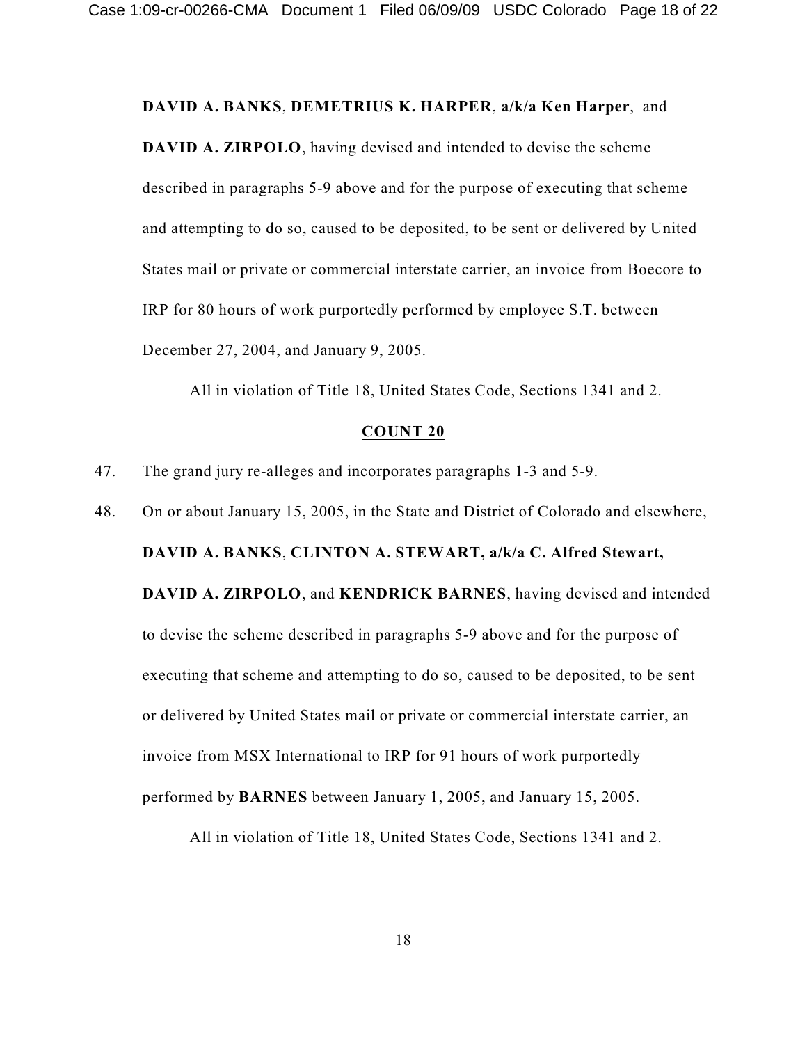**DAVID A. BANKS**, **DEMETRIUS K. HARPER**, **a/k/a Ken Harper**, and **DAVID A. ZIRPOLO**, having devised and intended to devise the scheme described in paragraphs 5-9 above and for the purpose of executing that scheme and attempting to do so, caused to be deposited, to be sent or delivered by United States mail or private or commercial interstate carrier, an invoice from Boecore to IRP for 80 hours of work purportedly performed by employee S.T. between December 27, 2004, and January 9, 2005.

All in violation of Title 18, United States Code, Sections 1341 and 2.

## COUNT 20

47. The grand jury re-alleges and incorporates paragraphs 1-3 and 5-9.

48. On or about January 15, 2005, in the State and District of Colorado and elsewhere, **DAVID A. BANKS**, **CLINTON A. STEWART, a/k/a C. Alfred Stewart, DAVID A. ZIRPOLO**, and **KENDRICK BARNES**, having devised and intended to devise the scheme described in paragraphs 5-9 above and for the purpose of executing that scheme and attempting to do so, caused to be deposited, to be sent or delivered by United States mail or private or commercial interstate carrier, an invoice from MSX International to IRP for 91 hours of work purportedly performed by **BARNES** between January 1, 2005, and January 15, 2005.

All in violation of Title 18, United States Code, Sections 1341 and 2.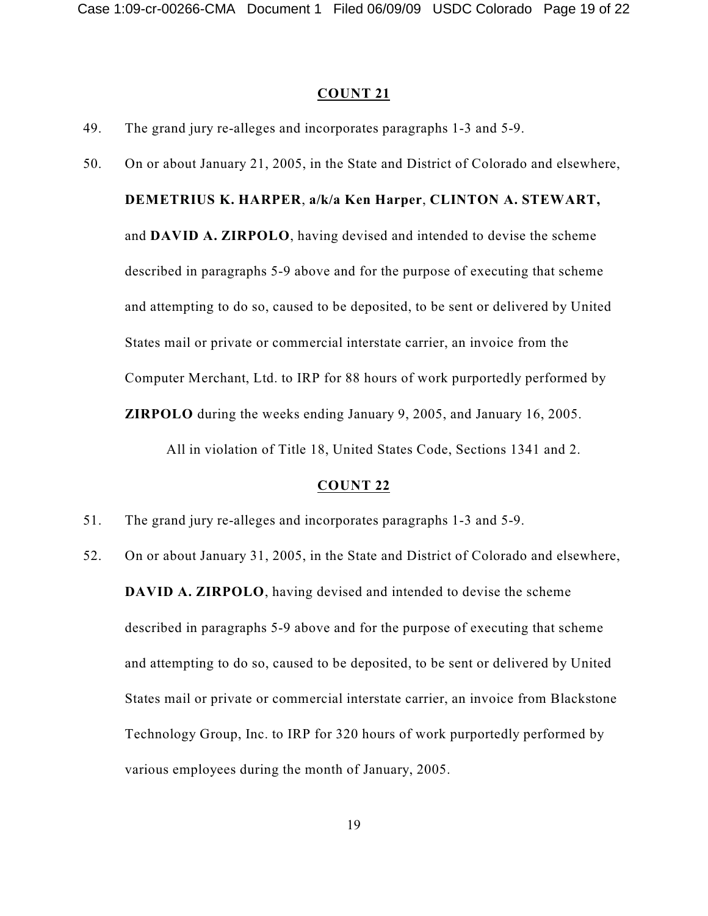## COUNT 21

49. The grand jury re-alleges and incorporates paragraphs 1-3 and 5-9.

50. On or about January 21, 2005, in the State and District of Colorado and elsewhere, **DEMETRIUS K. HARPER**, **a/k/a Ken Harper**, **CLINTON A. STEWART,** and **DAVID A. ZIRPOLO**, having devised and intended to devise the scheme described in paragraphs 5-9 above and for the purpose of executing that scheme and attempting to do so, caused to be deposited, to be sent or delivered by United States mail or private or commercial interstate carrier, an invoice from the Computer Merchant, Ltd. to IRP for 88 hours of work purportedly performed by **ZIRPOLO** during the weeks ending January 9, 2005, and January 16, 2005.

All in violation of Title 18, United States Code, Sections 1341 and 2.

## COUNT 22

51. The grand jury re-alleges and incorporates paragraphs 1-3 and 5-9.

52. On or about January 31, 2005, in the State and District of Colorado and elsewhere, **DAVID A. ZIRPOLO**, having devised and intended to devise the scheme described in paragraphs 5-9 above and for the purpose of executing that scheme and attempting to do so, caused to be deposited, to be sent or delivered by United States mail or private or commercial interstate carrier, an invoice from Blackstone Technology Group, Inc. to IRP for 320 hours of work purportedly performed by various employees during the month of January, 2005.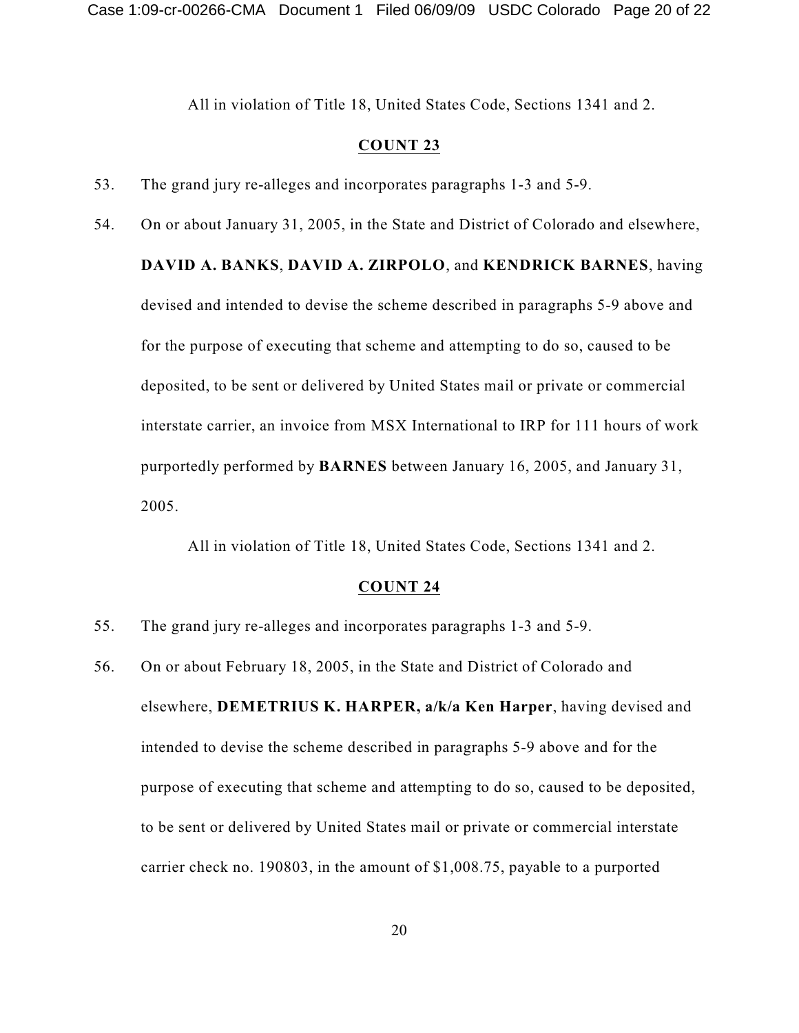All in violation of Title 18, United States Code, Sections 1341 and 2.

**COUNT 23**

53. The grand jury re-alleges and incorporates paragraphs 1-3 and 5-9.

54. On or about January 31, 2005, in the State and District of Colorado and elsewhere, **DAVID A. BANKS**, **DAVID A. ZIRPOLO**, and **KENDRICK BARNES**, having devised and intended to devise the scheme described in paragraphs 5-9 above and for the purpose of executing that scheme and attempting to do so, caused to be deposited, to be sent or delivered by United States mail or private or commercial interstate carrier, an invoice from MSX International to IRP for 111 hours of work purportedly performed by **BARNES** between January 16, 2005, and January 31, 2005.

All in violation of Title 18, United States Code, Sections 1341 and 2.

**COUNT 24**

55. The grand jury re-alleges and incorporates paragraphs 1-3 and 5-9.

56. On or about February 18, 2005, in the State and District of Colorado and elsewhere, **DEMETRIUS K. HARPER, a/k/a Ken Harper**, having devised and intended to devise the scheme described in paragraphs 5-9 above and for the purpose of executing that scheme and attempting to do so, caused to be deposited, to be sent or delivered by United States mail or private or commercial interstate carrier check no. 190803, in the amount of $1,008.75, payable to a purported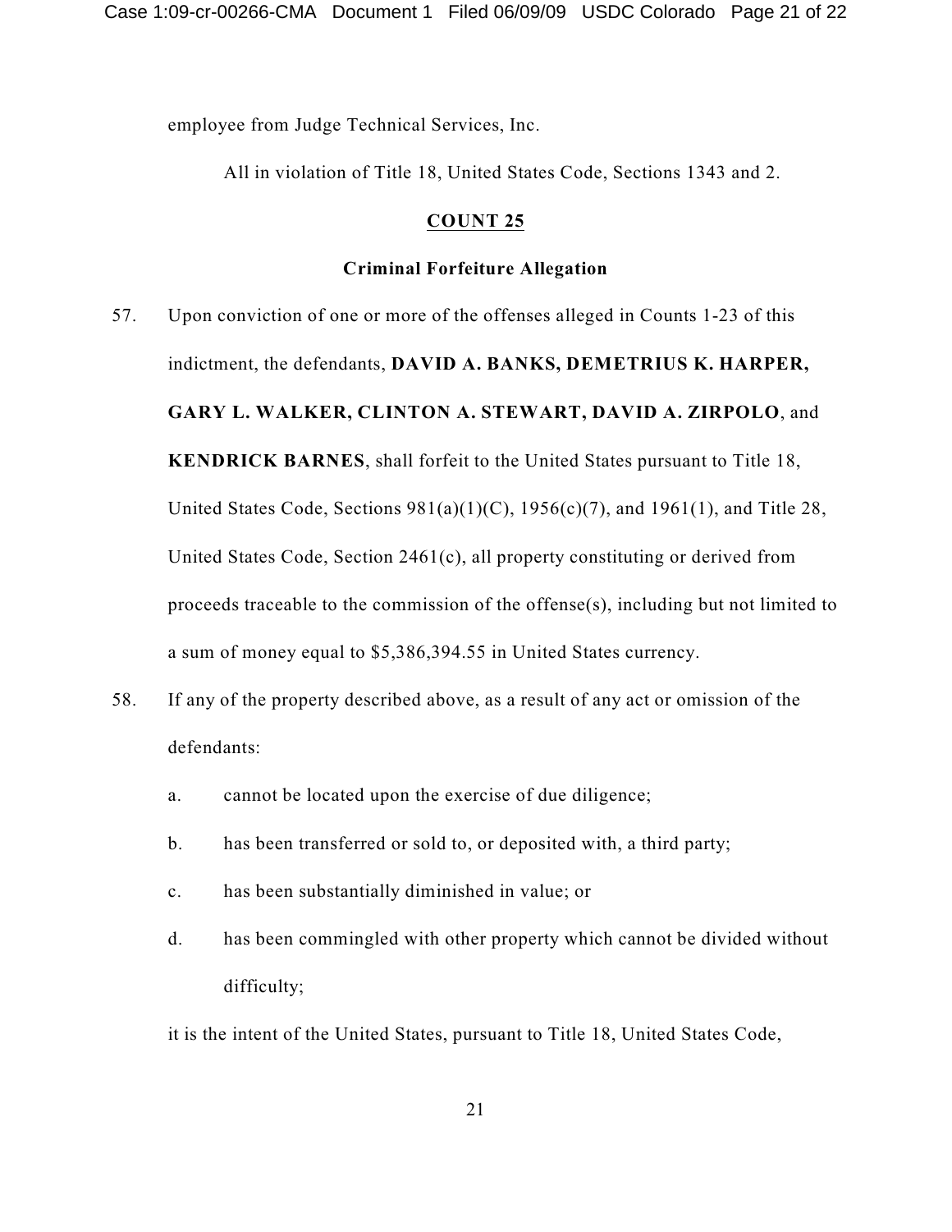employee from Judge Technical Services, Inc.

All in violation of Title 18, United States Code, Sections 1343 and 2.

**COUNT 25**

**Criminal Forfeiture Allegation**

57. Upon conviction of one or more of the offenses alleged in Counts 1-23 of this indictment, the defendants, **DAVID A. BANKS, DEMETRIUS K. HARPER, GARY L. WALKER, CLINTON A. STEWART, DAVID A. ZIRPOLO**, and **KENDRICK BARNES**, shall forfeit to the United States pursuant to Title 18, United States Code, Sections 981(a)(1)(C), 1956(c)(7), and 1961(1), and Title 28, United States Code, Section 2461(c), all property constituting or derived from proceeds traceable to the commission of the offense(s), including but not limited to a sum of money equal to $5,386,394.55 in United States currency.

58. If any of the property described above, as a result of any act or omission of the defendants:

    a. cannot be located upon the exercise of due diligence;

    b. has been transferred or sold to, or deposited with, a third party;

    c. has been substantially diminished in value; or

    d. has been commingled with other property which cannot be divided without difficulty;

it is the intent of the United States, pursuant to Title 18, United States Code,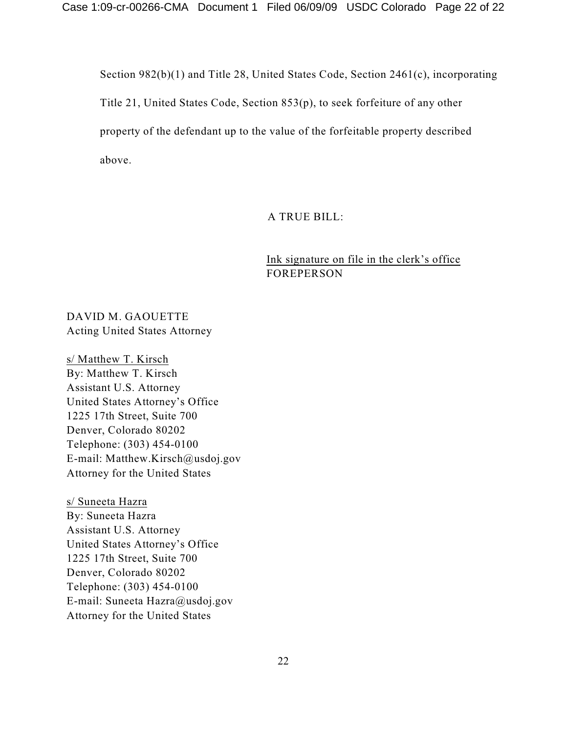Section 982(b)(1) and Title 28, United States Code, Section 2461(c), incorporating Title 21, United States Code, Section 853(p), to seek forfeiture of any other property of the defendant up to the value of the forfeitable property described above.

A TRUE BILL:

Ink signature on file in the clerk's office
FOREPERSON

DAVID M. GAOUETTE
Acting United States Attorney

s/ Matthew T. Kirsch
By: Matthew T. Kirsch
Assistant U.S. Attorney
United States Attorney's Office
1225 17th Street, Suite 700
Denver, Colorado 80202
Telephone: (303) 454-0100
E-mail: Matthew.Kirsch@usdoj.gov
Attorney for the United States

s/ Suneeta Hazra
By: Suneeta Hazra
Assistant U.S. Attorney
United States Attorney's Office
1225 17th Street, Suite 700
Denver, Colorado 80202
Telephone: (303) 454-0100
E-mail: Suneeta Hazra@usdoj.gov
Attorney for the United States